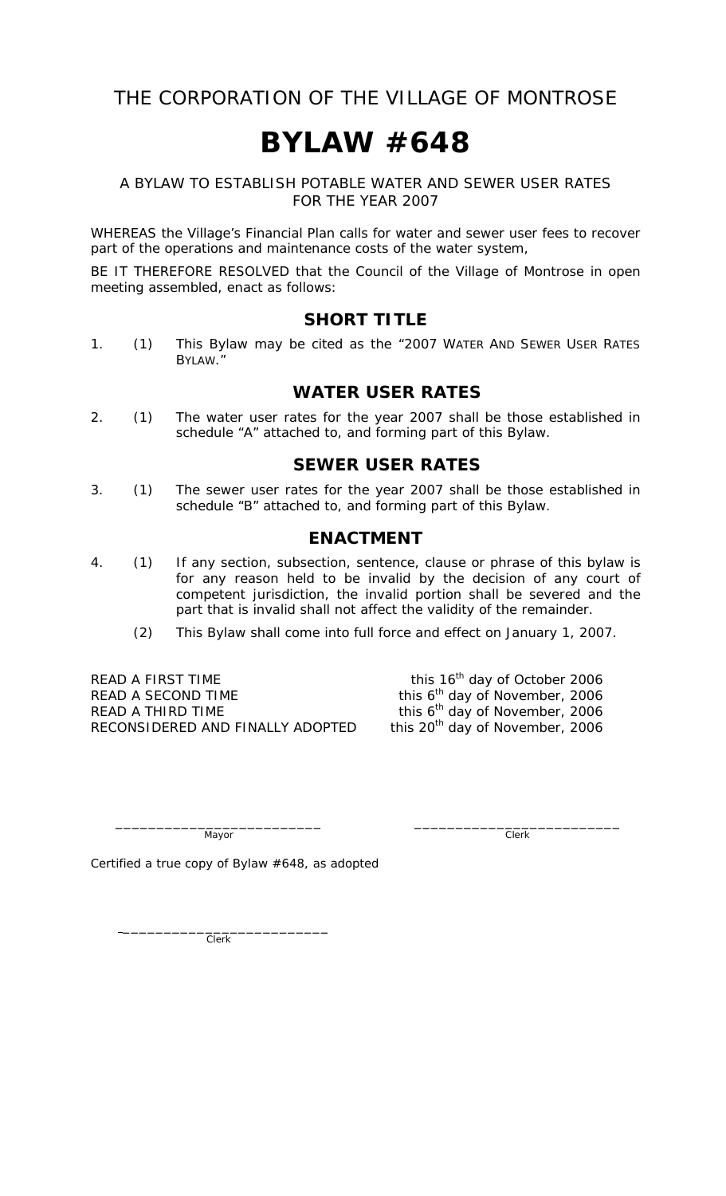# THE CORPORATION OF THE VILLAGE OF MONTROSE

# BYLAW #648

A BYLAW TO ESTABLISH POTABLE WATER AND SEWER USER RATES FOR THE YEAR 2007

WHEREAS the Village's Financial Plan calls for water and sewer user fees to recover part of the operations and maintenance costs of the water system,

BE IT THEREFORE RESOLVED that the Council of the Village of Montrose in open meeting assembled, enact as follows:

## SHORT TITLE

1. (1) This Bylaw may be cited as the "2007 WATER AND SEWER USER RATES BYLAW."

## WATER USER RATES

2. (1) The water user rates for the year 2007 shall be those established in schedule "A" attached to, and forming part of this Bylaw.

## SEWER USER RATES

3. (1) The sewer user rates for the year 2007 shall be those established in schedule "B" attached to, and forming part of this Bylaw.

## ENACTMENT

4. (1) If any section, subsection, sentence, clause or phrase of this bylaw is for any reason held to be invalid by the decision of any court of competent jurisdiction, the invalid portion shall be severed and the part that is invalid shall not affect the validity of the remainder.

   (2) This Bylaw shall come into full force and effect on January 1, 2007.

READ A FIRST TIME this 16th day of October 2006
READ A SECOND TIME this 6th day of November, 2006
READ A THIRD TIME this 6th day of November, 2006
RECONSIDERED AND FINALLY ADOPTED this 20th day of November, 2006

_________________________ Mayor

_________________________ Clerk

Certified a true copy of Bylaw #648, as adopted

_________________________ Clerk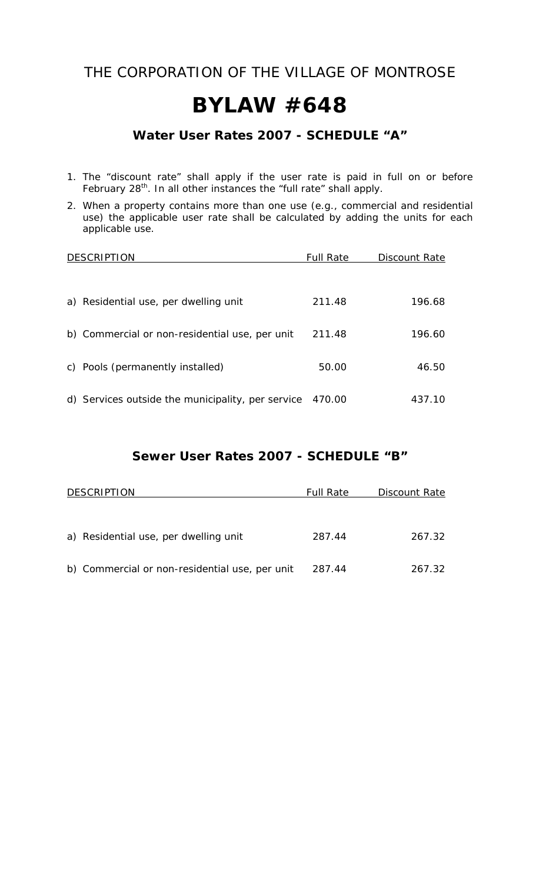THE CORPORATION OF THE VILLAGE OF MONTROSE

# BYLAW #648

### Water User Rates 2007 - SCHEDULE "A"

1. The "discount rate" shall apply if the user rate is paid in full on or before February 28th. In all other instances the "full rate" shall apply.
2. When a property contains more than one use (e.g., commercial and residential use) the applicable user rate shall be calculated by adding the units for each applicable use.

| DESCRIPTION | Full Rate | Discount Rate |
|---|---|---|
| a) Residential use, per dwelling unit | 211.48 | 196.68 |
| b) Commercial or non-residential use, per unit | 211.48 | 196.60 |
| c) Pools (permanently installed) | 50.00 | 46.50 |
| d) Services outside the municipality, per service | 470.00 | 437.10 |

### Sewer User Rates 2007 - SCHEDULE "B"

| DESCRIPTION | Full Rate | Discount Rate |
|---|---|---|
| a) Residential use, per dwelling unit | 287.44 | 267.32 |
| b) Commercial or non-residential use, per unit | 287.44 | 267.32 |